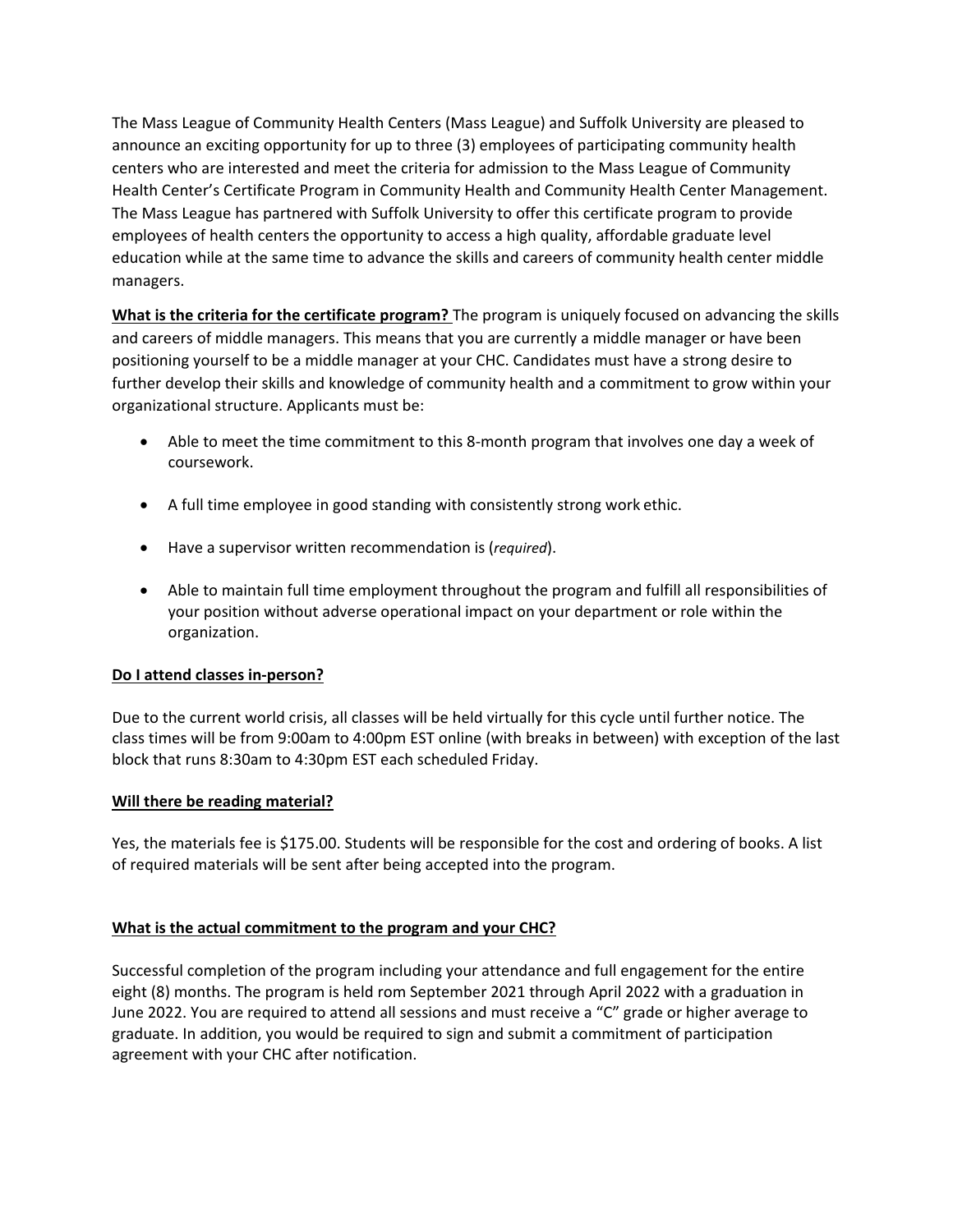The Mass League of Community Health Centers (Mass League) and Suffolk University are pleased to announce an exciting opportunity for up to three (3) employees of participating community health centers who are interested and meet the criteria for admission to the Mass League of Community Health Center's Certificate Program in Community Health and Community Health Center Management. The Mass League has partnered with Suffolk University to offer this certificate program to provide employees of health centers the opportunity to access a high quality, affordable graduate level education while at the same time to advance the skills and careers of community health center middle managers.

**What is the criteria for the certificate program?** The program is uniquely focused on advancing the skills and careers of middle managers. This means that you are currently a middle manager or have been positioning yourself to be a middle manager at your CHC. Candidates must have a strong desire to further develop their skills and knowledge of community health and a commitment to grow within your organizational structure. Applicants must be:

- Able to meet the time commitment to this 8-month program that involves one day a week of coursework.
- A full time employee in good standing with consistently strong work ethic.
- Have a supervisor written recommendation is (*required*).
- Able to maintain full time employment throughout the program and fulfill all responsibilities of your position without adverse operational impact on your department or role within the organization.

**Do I attend classes in-person?**

Due to the current world crisis, all classes will be held virtually for this cycle until further notice. The class times will be from 9:00am to 4:00pm EST online (with breaks in between) with exception of the last block that runs 8:30am to 4:30pm EST each scheduled Friday.

**Will there be reading material?**

Yes, the materials fee is $175.00. Students will be responsible for the cost and ordering of books. A list of required materials will be sent after being accepted into the program.

**What is the actual commitment to the program and your CHC?**

Successful completion of the program including your attendance and full engagement for the entire eight (8) months. The program is held rom September 2021 through April 2022 with a graduation in June 2022. You are required to attend all sessions and must receive a "C" grade or higher average to graduate. In addition, you would be required to sign and submit a commitment of participation agreement with your CHC after notification.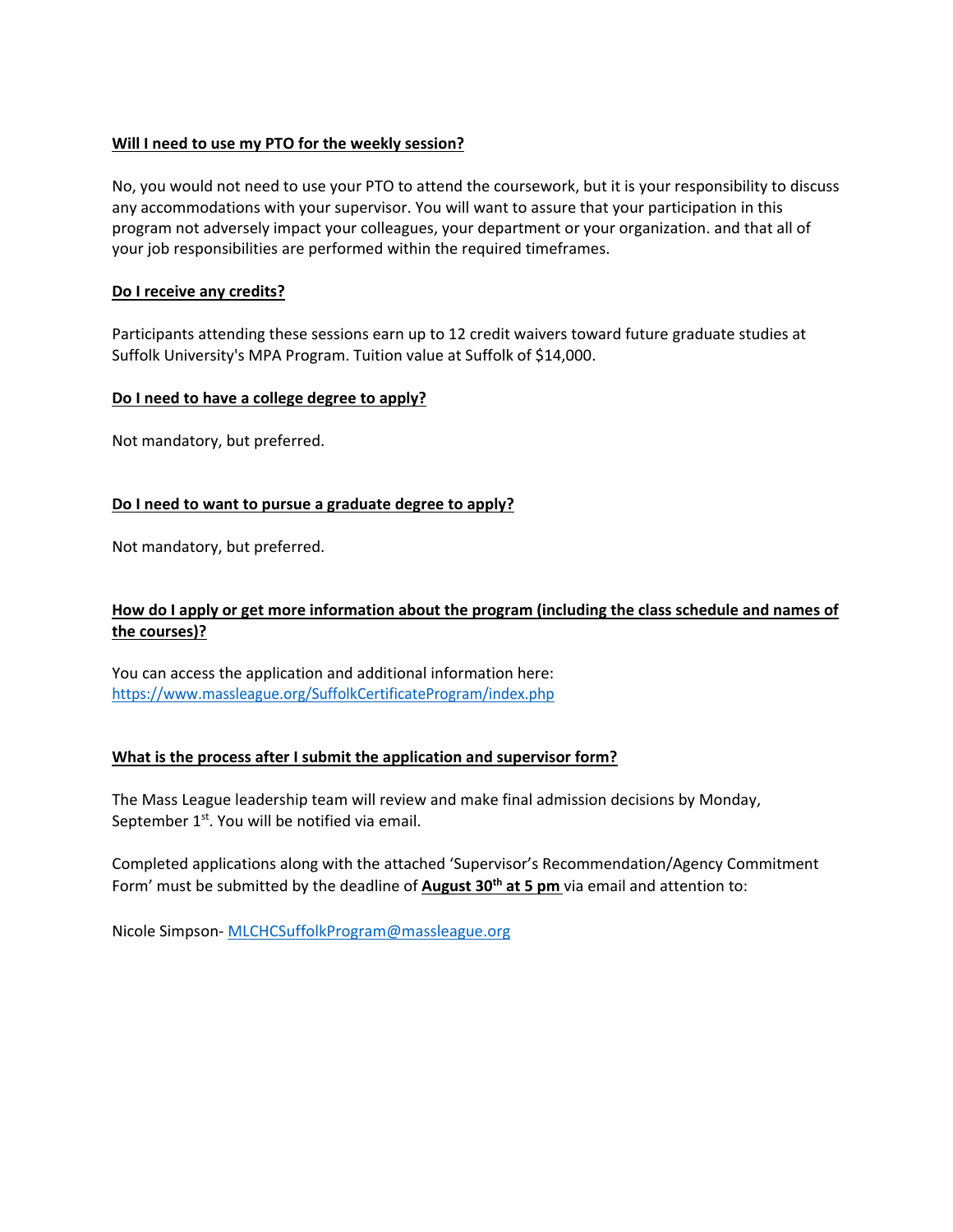**Will I need to use my PTO for the weekly session?**

No, you would not need to use your PTO to attend the coursework, but it is your responsibility to discuss any accommodations with your supervisor. You will want to assure that your participation in this program not adversely impact your colleagues, your department or your organization. and that all of your job responsibilities are performed within the required timeframes.

**Do I receive any credits?**

Participants attending these sessions earn up to 12 credit waivers toward future graduate studies at Suffolk University's MPA Program. Tuition value at Suffolk of $14,000.

**Do I need to have a college degree to apply?**

Not mandatory, but preferred.

**Do I need to want to pursue a graduate degree to apply?**

Not mandatory, but preferred.

**How do I apply or get more information about the program (including the class schedule and names of the courses)?**

You can access the application and additional information here:
https://www.massleague.org/SuffolkCertificateProgram/index.php

**What is the process after I submit the application and supervisor form?**

The Mass League leadership team will review and make final admission decisions by Monday, September 1st. You will be notified via email.

Completed applications along with the attached 'Supervisor's Recommendation/Agency Commitment Form' must be submitted by the deadline of **August 30th at 5 pm** via email and attention to:

Nicole Simpson- MLCHCSuffolkProgram@massleague.org